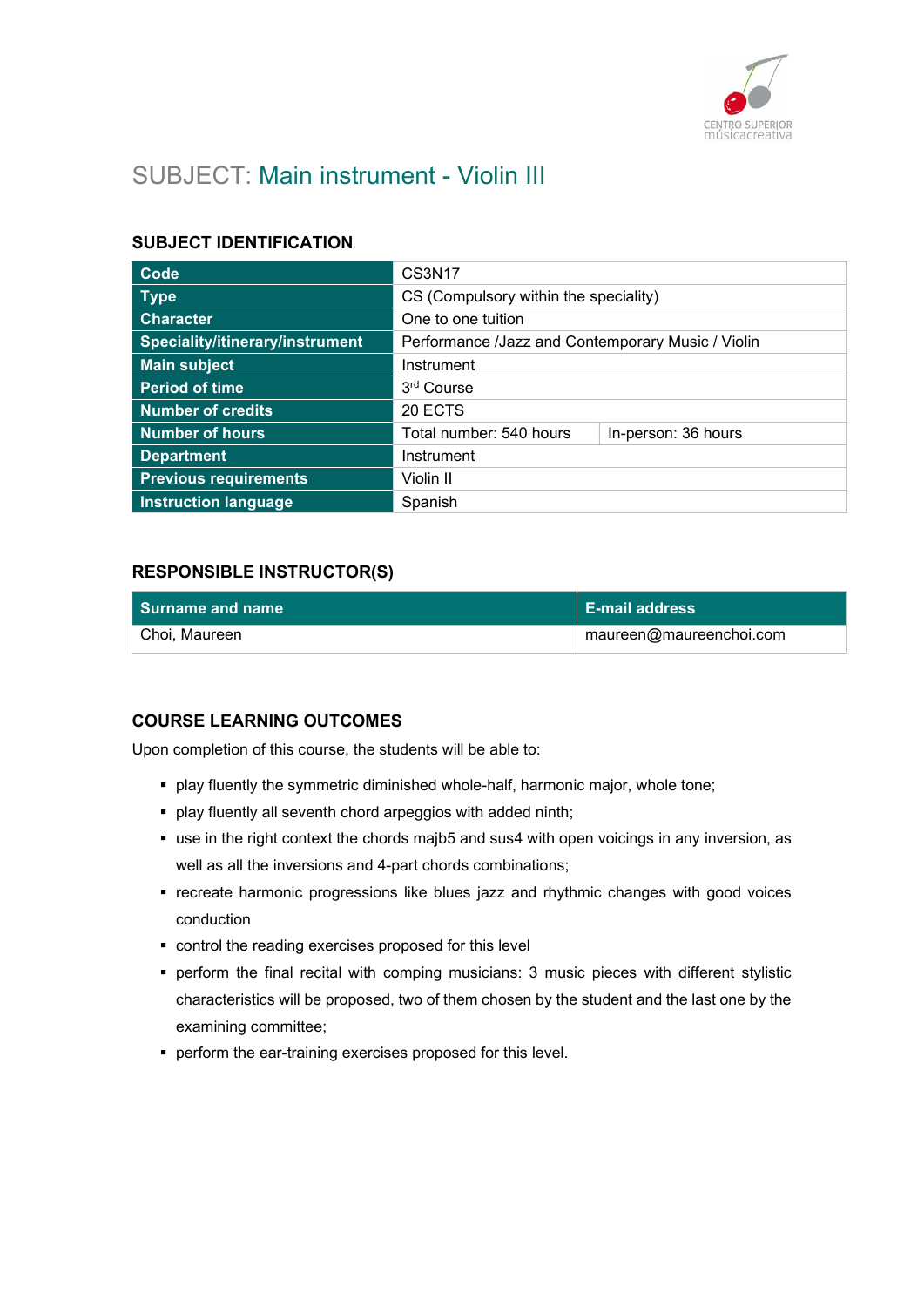# SUBJECT: Main instrument - Violin III

## SUBJECT IDENTIFICATION

| Code | CS3N17 | |
|---|---|---|
| Type | CS (Compulsory within the speciality) | |
| Character | One to one tuition | |
| Speciality/itinerary/instrument | Performance /Jazz and Contemporary Music / Violin | |
| Main subject | Instrument | |
| Period of time | 3rd Course | |
| Number of credits | 20 ECTS | |
| Number of hours | Total number: 540 hours | In-person: 36 hours |
| Department | Instrument | |
| Previous requirements | Violin II | |
| Instruction language | Spanish | |

## RESPONSIBLE INSTRUCTOR(S)

| Surname and name | E-mail address |
|---|---|
| Choi, Maureen | maureen@maureenchoi.com |

## COURSE LEARNING OUTCOMES

Upon completion of this course, the students will be able to:

- play fluently the symmetric diminished whole-half, harmonic major, whole tone;
- play fluently all seventh chord arpeggios with added ninth;
- use in the right context the chords majb5 and sus4 with open voicings in any inversion, as well as all the inversions and 4-part chords combinations;
- recreate harmonic progressions like blues jazz and rhythmic changes with good voices conduction
- control the reading exercises proposed for this level
- perform the final recital with comping musicians: 3 music pieces with different stylistic characteristics will be proposed, two of them chosen by the student and the last one by the examining committee;
- perform the ear-training exercises proposed for this level.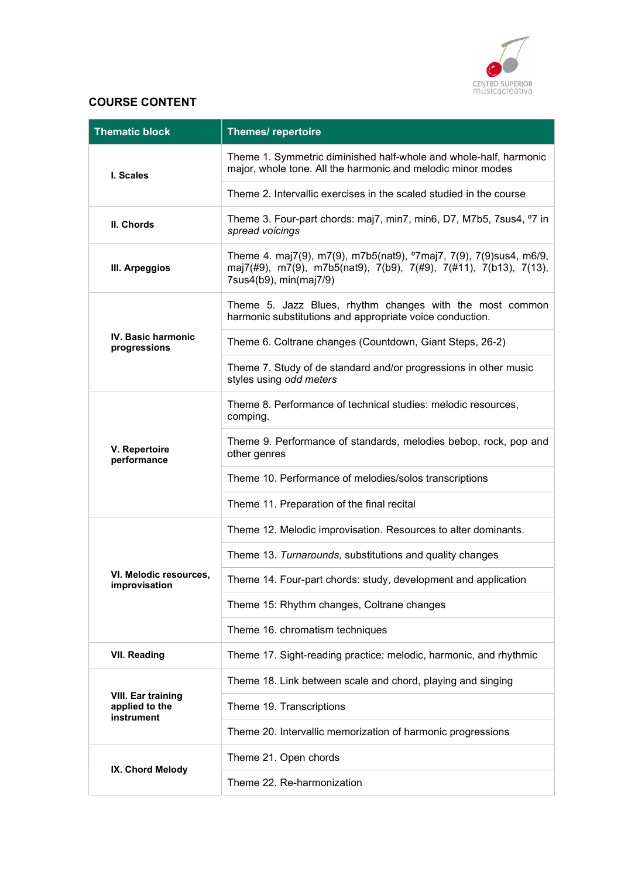## COURSE CONTENT

| Thematic block | Themes/ repertoire |
| --- | --- |
| **I. Scales** | Theme 1. Symmetric diminished half-whole and whole-half, harmonic major, whole tone. All the harmonic and melodic minor modes |
| | Theme 2. Intervallic exercises in the scaled studied in the course |
| **II. Chords** | Theme 3. Four-part chords: maj7, min7, min6, D7, M7b5, 7sus4, º7 in *spread voicings* |
| **III. Arpeggios** | Theme 4. maj7(9), m7(9), m7b5(nat9), º7maj7, 7(9), 7(9)sus4, m6/9, maj7(#9), m7(9), m7b5(nat9), 7(b9), 7(#9), 7(#11), 7(b13), 7(13), 7sus4(b9), min(maj7/9) |
| **IV. Basic harmonic progressions** | Theme 5. Jazz Blues, rhythm changes with the most common harmonic substitutions and appropriate voice conduction. |
| | Theme 6. Coltrane changes (Countdown, Giant Steps, 26-2) |
| | Theme 7. Study of de standard and/or progressions in other music styles using *odd meters* |
| **V. Repertoire performance** | Theme 8. Performance of technical studies: melodic resources, comping. |
| | Theme 9. Performance of standards, melodies bebop, rock, pop and other genres |
| | Theme 10. Performance of melodies/solos transcriptions |
| | Theme 11. Preparation of the final recital |
| **VI. Melodic resources, improvisation** | Theme 12. Melodic improvisation. Resources to alter dominants. |
| | Theme 13. *Turnarounds,* substitutions and quality changes |
| | Theme 14. Four-part chords: study, development and application |
| | Theme 15: Rhythm changes, Coltrane changes |
| | Theme 16. chromatism techniques |
| **VII. Reading** | Theme 17. Sight-reading practice: melodic, harmonic, and rhythmic |
| **VIII. Ear training applied to the instrument** | Theme 18. Link between scale and chord, playing and singing |
| | Theme 19. Transcriptions |
| | Theme 20. Intervallic memorization of harmonic progressions |
| **IX. Chord Melody** | Theme 21. Open chords |
| | Theme 22. Re-harmonization |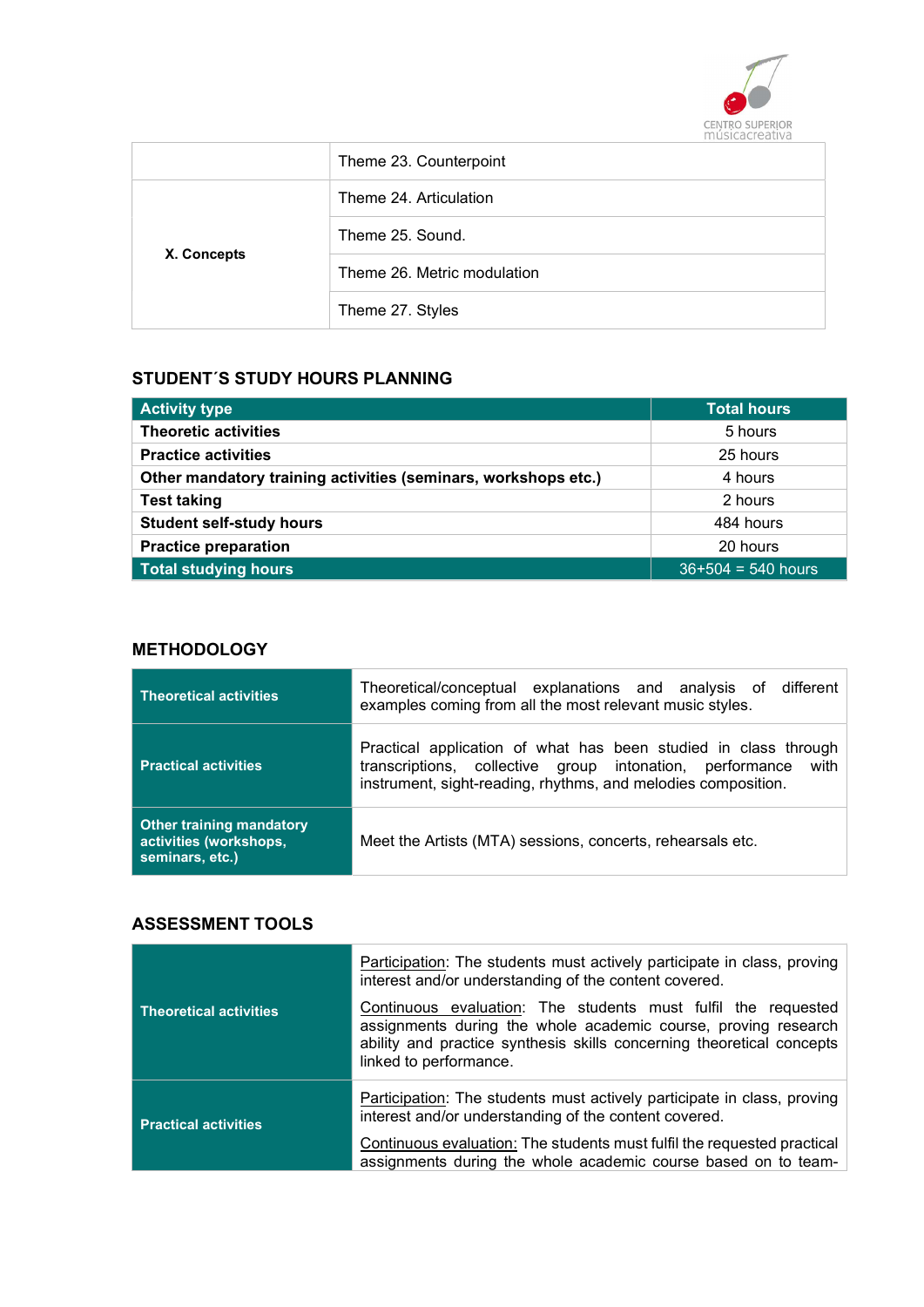| | |
|---|---|
| | Theme 23. Counterpoint |
| X. Concepts | Theme 24. Articulation |
| | Theme 25. Sound. |
| | Theme 26. Metric modulation |
| | Theme 27. Styles |

## STUDENT´S STUDY HOURS PLANNING

| Activity type | Total hours |
|---|---|
| **Theoretic activities** | 5 hours |
| **Practice activities** | 25 hours |
| **Other mandatory training activities (seminars, workshops etc.)** | 4 hours |
| **Test taking** | 2 hours |
| **Student self-study hours** | 484 hours |
| **Practice preparation** | 20 hours |
| **Total studying hours** | 36+504 = 540 hours |

## METHODOLOGY

| | |
|---|---|
| **Theoretical activities** | Theoretical/conceptual explanations and analysis of different examples coming from all the most relevant music styles. |
| **Practical activities** | Practical application of what has been studied in class through transcriptions, collective group intonation, performance with instrument, sight-reading, rhythms, and melodies composition. |
| **Other training mandatory activities (workshops, seminars, etc.)** | Meet the Artists (MTA) sessions, concerts, rehearsals etc. |

## ASSESSMENT TOOLS

| | |
|---|---|
| **Theoretical activities** | Participation: The students must actively participate in class, proving interest and/or understanding of the content covered.<br><br>Continuous evaluation: The students must fulfil the requested assignments during the whole academic course, proving research ability and practice synthesis skills concerning theoretical concepts linked to performance. |
| **Practical activities** | Participation: The students must actively participate in class, proving interest and/or understanding of the content covered.<br><br>Continuous evaluation: The students must fulfil the requested practical assignments during the whole academic course based on to team- |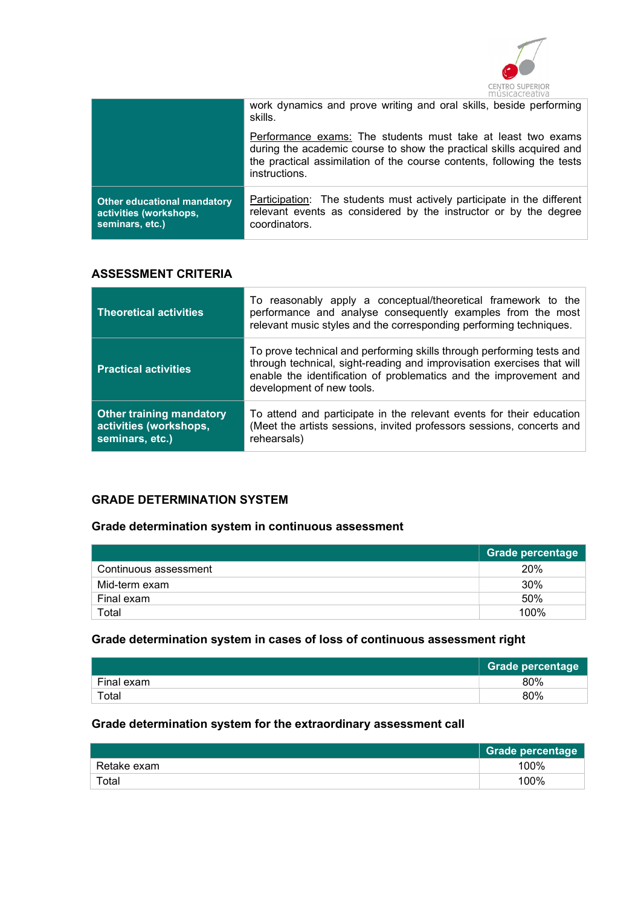| | |
|---|---|
| | work dynamics and prove writing and oral skills, beside performing skills. <br><br> Performance exams: The students must take at least two exams during the academic course to show the practical skills acquired and the practical assimilation of the course contents, following the tests instructions. |
| **Other educational mandatory activities (workshops, seminars, etc.)** | Participation: The students must actively participate in the different relevant events as considered by the instructor or by the degree coordinators. |

## ASSESSMENT CRITERIA

| | |
|---|---|
| **Theoretical activities** | To reasonably apply a conceptual/theoretical framework to the performance and analyse consequently examples from the most relevant music styles and the corresponding performing techniques. |
| **Practical activities** | To prove technical and performing skills through performing tests and through technical, sight-reading and improvisation exercises that will enable the identification of problematics and the improvement and development of new tools. |
| **Other training mandatory activities (workshops, seminars, etc.)** | To attend and participate in the relevant events for their education (Meet the artists sessions, invited professors sessions, concerts and rehearsals) |

## GRADE DETERMINATION SYSTEM

### Grade determination system in continuous assessment

| | Grade percentage |
|---|---|
| Continuous assessment | 20% |
| Mid-term exam | 30% |
| Final exam | 50% |
| Total | 100% |

### Grade determination system in cases of loss of continuous assessment right

| | Grade percentage |
|---|---|
| Final exam | 80% |
| Total | 80% |

### Grade determination system for the extraordinary assessment call

| | Grade percentage |
|---|---|
| Retake exam | 100% |
| Total | 100% |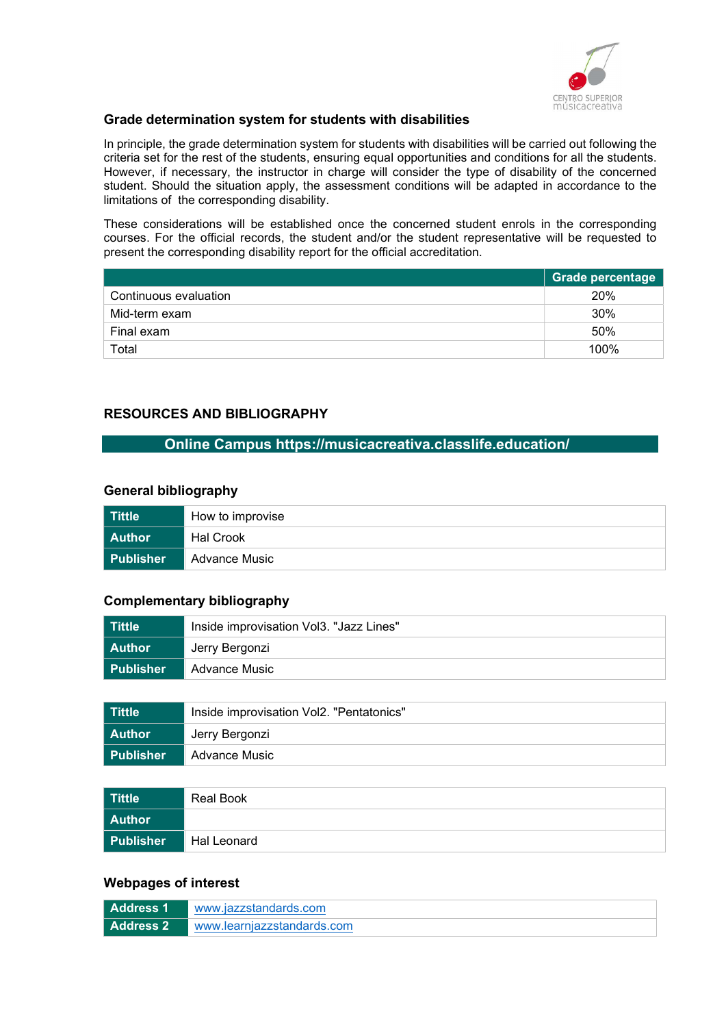## Grade determination system for students with disabilities

In principle, the grade determination system for students with disabilities will be carried out following the criteria set for the rest of the students, ensuring equal opportunities and conditions for all the students. However, if necessary, the instructor in charge will consider the type of disability of the concerned student. Should the situation apply, the assessment conditions will be adapted in accordance to the limitations of the corresponding disability.

These considerations will be established once the concerned student enrols in the corresponding courses. For the official records, the student and/or the student representative will be requested to present the corresponding disability report for the official accreditation.

| | Grade percentage |
|---|---|
| Continuous evaluation | 20% |
| Mid-term exam | 30% |
| Final exam | 50% |
| Total | 100% |

## RESOURCES AND BIBLIOGRAPHY

**Online Campus https://musicacreativa.classlife.education/**

### General bibliography

| | |
|---|---|
| **Tittle** | How to improvise |
| **Author** | Hal Crook |
| **Publisher** | Advance Music |

### Complementary bibliography

| | |
|---|---|
| **Tittle** | Inside improvisation Vol3. "Jazz Lines" |
| **Author** | Jerry Bergonzi |
| **Publisher** | Advance Music |

| | |
|---|---|
| **Tittle** | Inside improvisation Vol2. "Pentatonics" |
| **Author** | Jerry Bergonzi |
| **Publisher** | Advance Music |

| | |
|---|---|
| **Tittle** | Real Book |
| **Author** | |
| **Publisher** | Hal Leonard |

### Webpages of interest

| | |
|---|---|
| **Address 1** | www.jazzstandards.com |
| **Address 2** | www.learnjazzstandards.com |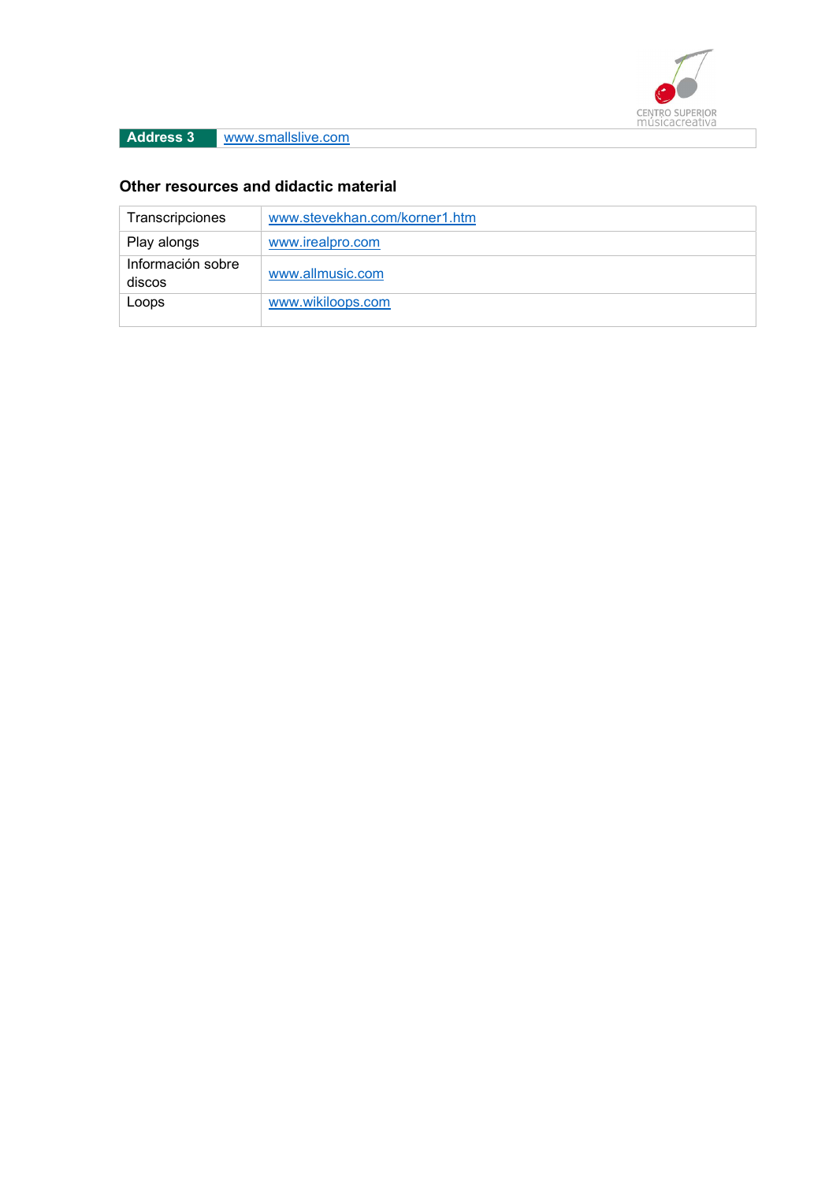| | |
|---|---|
| **Address 3** | www.smallslive.com |

### Other resources and didactic material

| | |
|---|---|
| Transcripciones | www.stevekhan.com/korner1.htm |
| Play alongs | www.irealpro.com |
| Información sobre discos | www.allmusic.com |
| Loops | www.wikiloops.com |